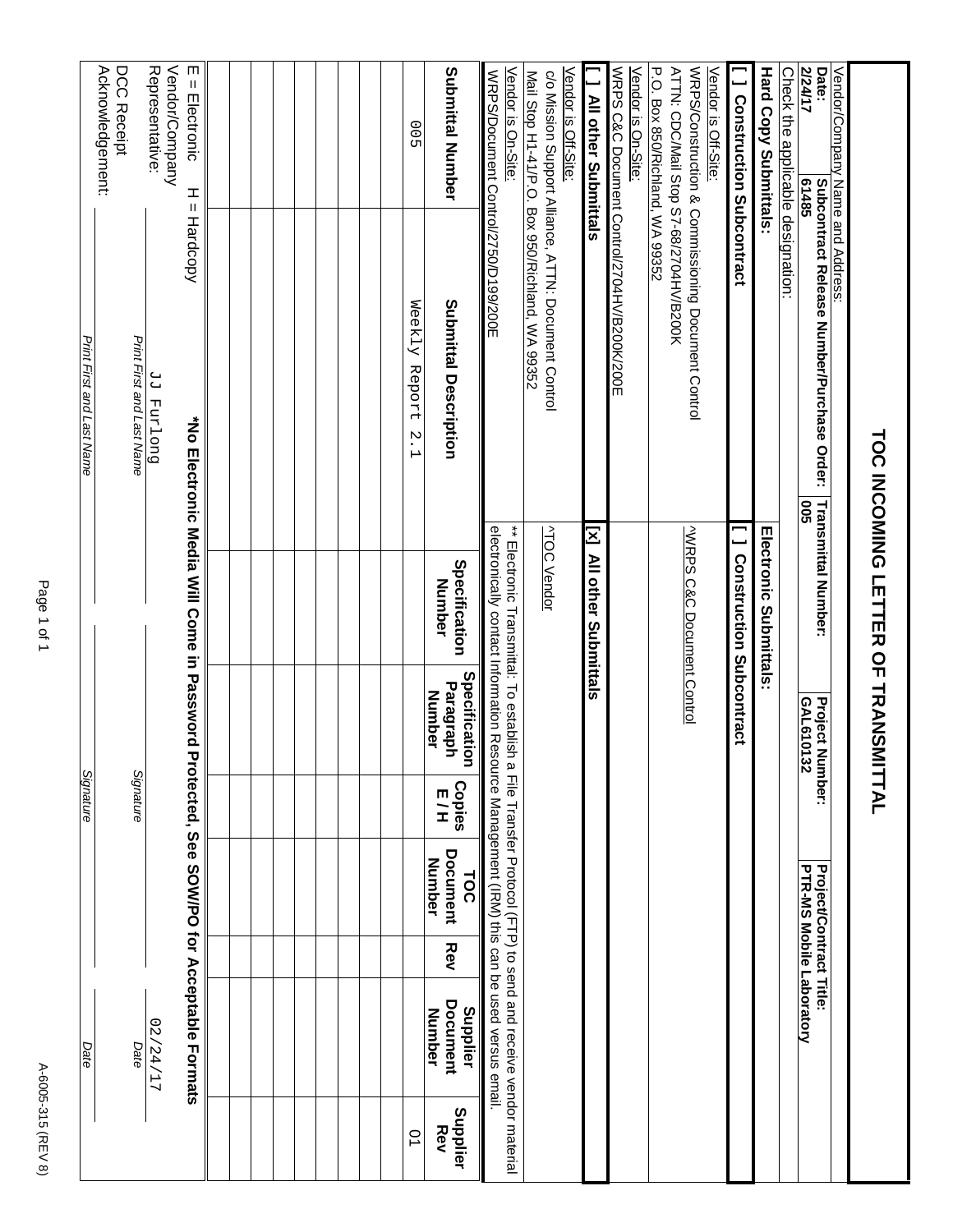# TOC INCOMING LETTER OF TRANSMITTAL

Vendor/Company Name and Address:

| Date: | Subcontract Release Number/Purchase Order: | Transmittal Number: | Project Number: | Project/Contract Title: |
|---|---|---|---|---|
| 2/24/17 | 61485 | 005 | GAL610132 | PTR-MS Mobile Laboratory |

Check the applicable designation:

| Hard Copy Submittals: | Electronic Submittals: |
|---|---|
| **[ ] Construction Subcontract** | **[ ] Construction Subcontract** |
| Vendor is Off-Site: WRPS/Construction & Commissioning Document Control ATTN: CDC/Mail Stop S7-68/2704HV/B200K P.O. Box 850/Richland, WA 99352 | ^WRPS C&C Document Control |
| Vendor is On-Site: WRPS C&C Document Control/2704HV/B200K/200E | |
| **[ ] All other Submittals** | **[x] All other Submittals** |
| Vendor is Off-Site: c/o Mission Support Alliance, ATTN: Document Control Mail Stop H1-41/P.O. Box 950/Richland, WA 99352 | ^TOC Vendor |
| Vendor is On-Site: WRPS/Document Control/2750/D199/200E | ** Electronic Transmittal: To establish a File Transfer Protocol (FTP) to send and receive vendor material electronically contact Information Resource Management (IRM) this can be used versus email. |

| Submittal Number | Submittal Description | Specification Number | Specification Paragraph Number | Copies E / H | TOC Document Number | Rev | Supplier Document Number | Supplier Rev |
|---|---|---|---|---|---|---|---|---|
| 005 | Weekly Report 2.1 | | | | | | | 01 |
| | | | | | | | | |
| | | | | | | | | |
| | | | | | | | | |
| | | | | | | | | |
| | | | | | | | | |
| | | | | | | | | |
| | | | | | | | | |
| | | | | | | | | |
| | | | | | | | | |

E = Electronic H = Hardcopy **\*No Electronic Media Will Come in Password Protected, See SOW/PO for Acceptable Formats**

| Vendor/Company Representative: | JJ Furlong | | 02/24/17 |
|---|---|---|---|
| | *Print First and Last Name* | *Signature* | *Date* |
| DCC Receipt Acknowledgement: | | | |
| | *Print First and Last Name* | *Signature* | *Date* |

A-6005-315 (REV 8)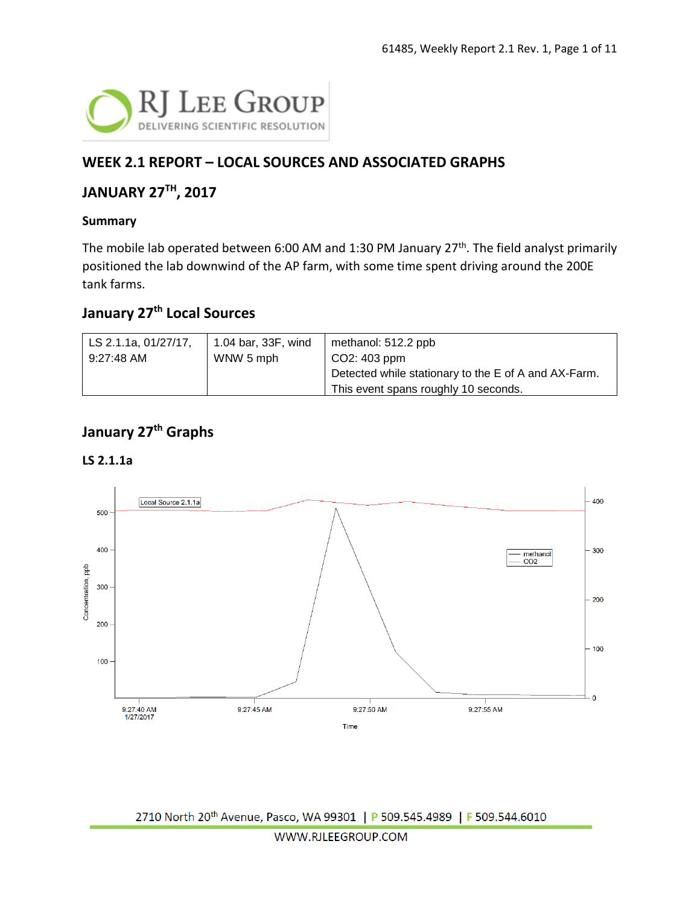![RJ Lee Group - Delivering Scientific Resolution]

## WEEK 2.1 REPORT – LOCAL SOURCES AND ASSOCIATED GRAPHS

## JANUARY 27TH, 2017

### Summary

The mobile lab operated between 6:00 AM and 1:30 PM January 27th. The field analyst primarily positioned the lab downwind of the AP farm, with some time spent driving around the 200E tank farms.

### January 27th Local Sources

| | | |
|---|---|---|
| LS 2.1.1a, 01/27/17, 9:27:48 AM | 1.04 bar, 33F, wind WNW 5 mph | methanol: 512.2 ppb<br>$CO_2$: 403 ppm<br>Detected while stationary to the E of A and AX-Farm. This event spans roughly 10 seconds. |

### January 27th Graphs

#### LS 2.1.1a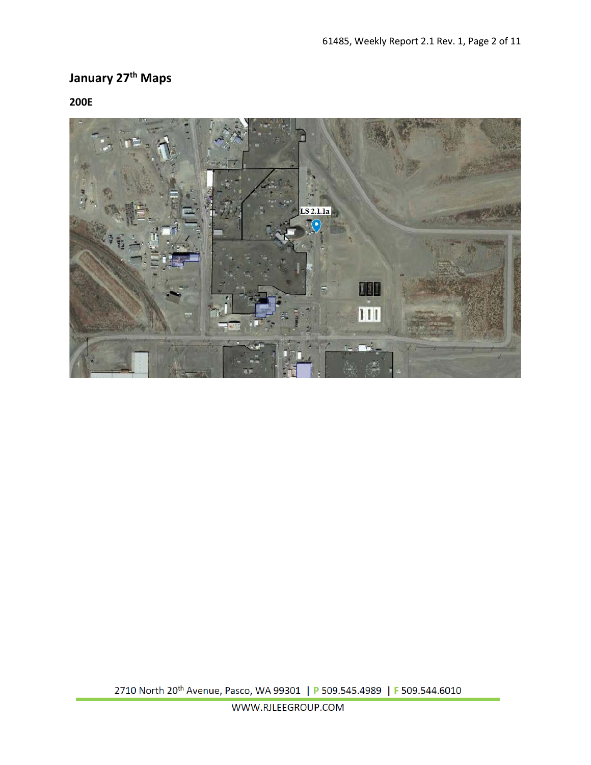## January 27th Maps

### 200E

LS 2.1.1a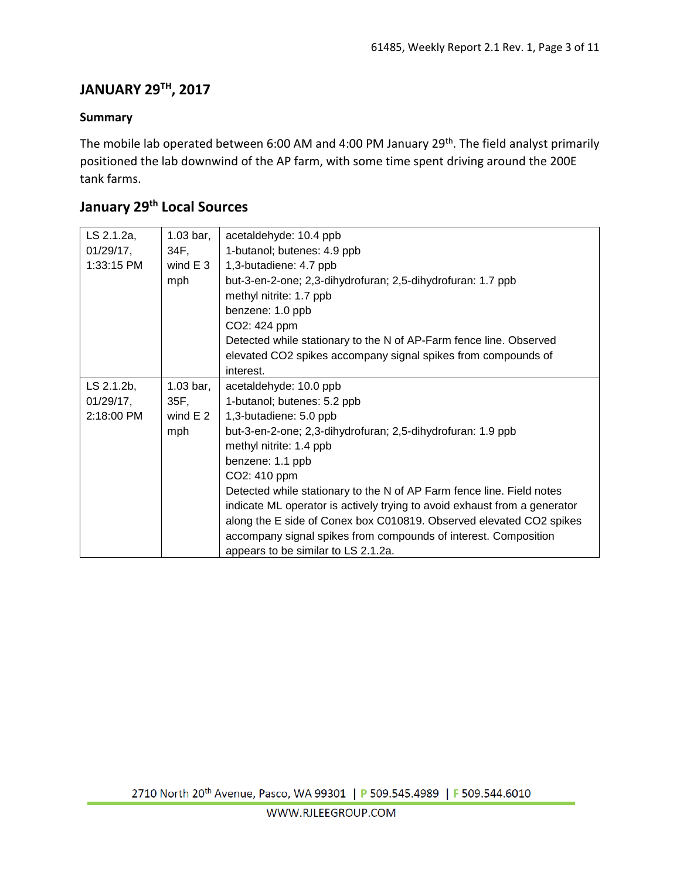## JANUARY 29TH, 2017

### Summary

The mobile lab operated between 6:00 AM and 4:00 PM January 29th. The field analyst primarily positioned the lab downwind of the AP farm, with some time spent driving around the 200E tank farms.

## January 29th Local Sources

| | | |
|---|---|---|
| LS 2.1.2a, 01/29/17, 1:33:15 PM | 1.03 bar, 34F, wind E 3 mph | acetaldehyde: 10.4 ppb<br>1-butanol; butenes: 4.9 ppb<br>1,3-butadiene: 4.7 ppb<br>but-3-en-2-one; 2,3-dihydrofuran; 2,5-dihydrofuran: 1.7 ppb<br>methyl nitrite: 1.7 ppb<br>benzene: 1.0 ppb<br>$CO_2$: 424 ppm<br>Detected while stationary to the N of AP-Farm fence line. Observed elevated $CO_2$ spikes accompany signal spikes from compounds of interest. |
| LS 2.1.2b, 01/29/17, 2:18:00 PM | 1.03 bar, 35F, wind E 2 mph | acetaldehyde: 10.0 ppb<br>1-butanol; butenes: 5.2 ppb<br>1,3-butadiene: 5.0 ppb<br>but-3-en-2-one; 2,3-dihydrofuran; 2,5-dihydrofuran: 1.9 ppb<br>methyl nitrite: 1.4 ppb<br>benzene: 1.1 ppb<br>$CO_2$: 410 ppm<br>Detected while stationary to the N of AP Farm fence line. Field notes indicate ML operator is actively trying to avoid exhaust from a generator along the E side of Conex box C010819. Observed elevated $CO_2$ spikes accompany signal spikes from compounds of interest. Composition appears to be similar to LS 2.1.2a. |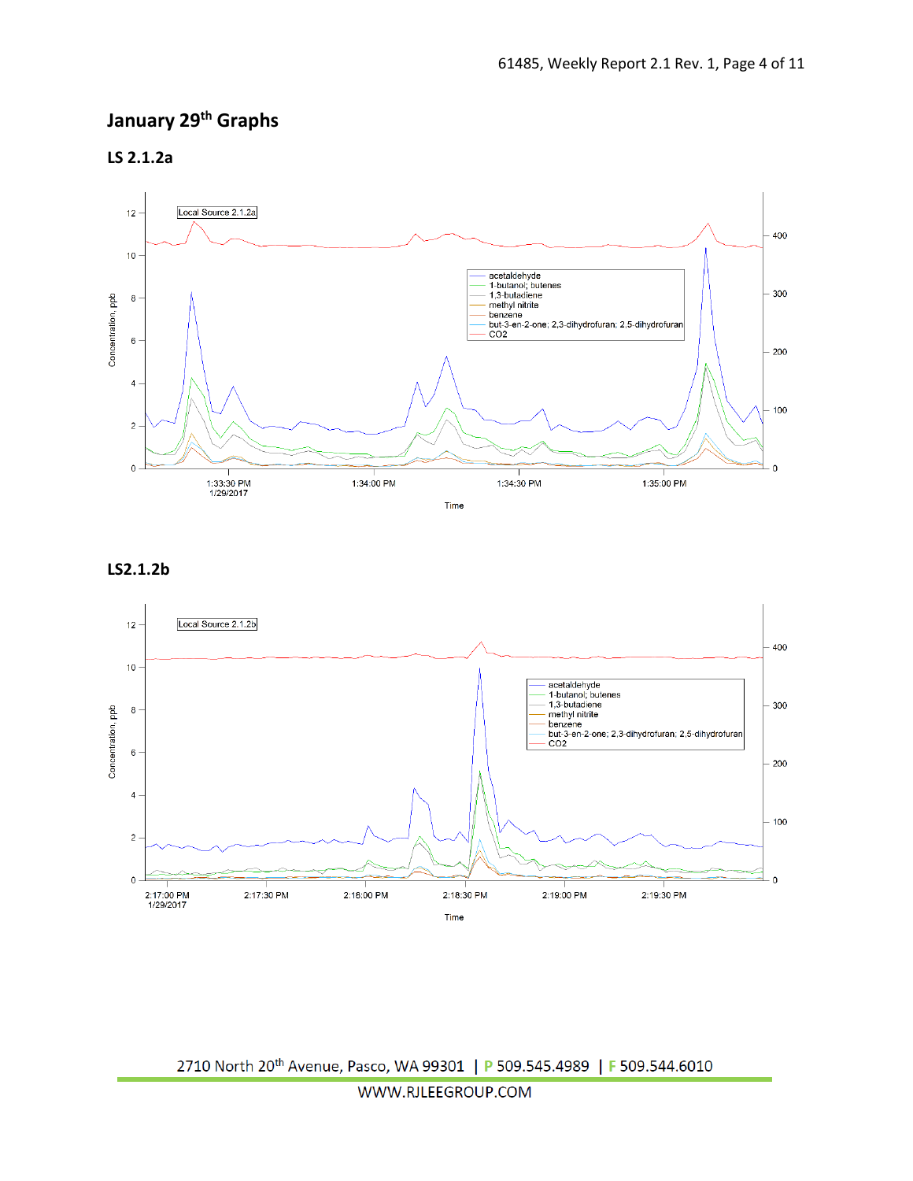## January 29th Graphs

### LS 2.1.2a

### LS2.1.2b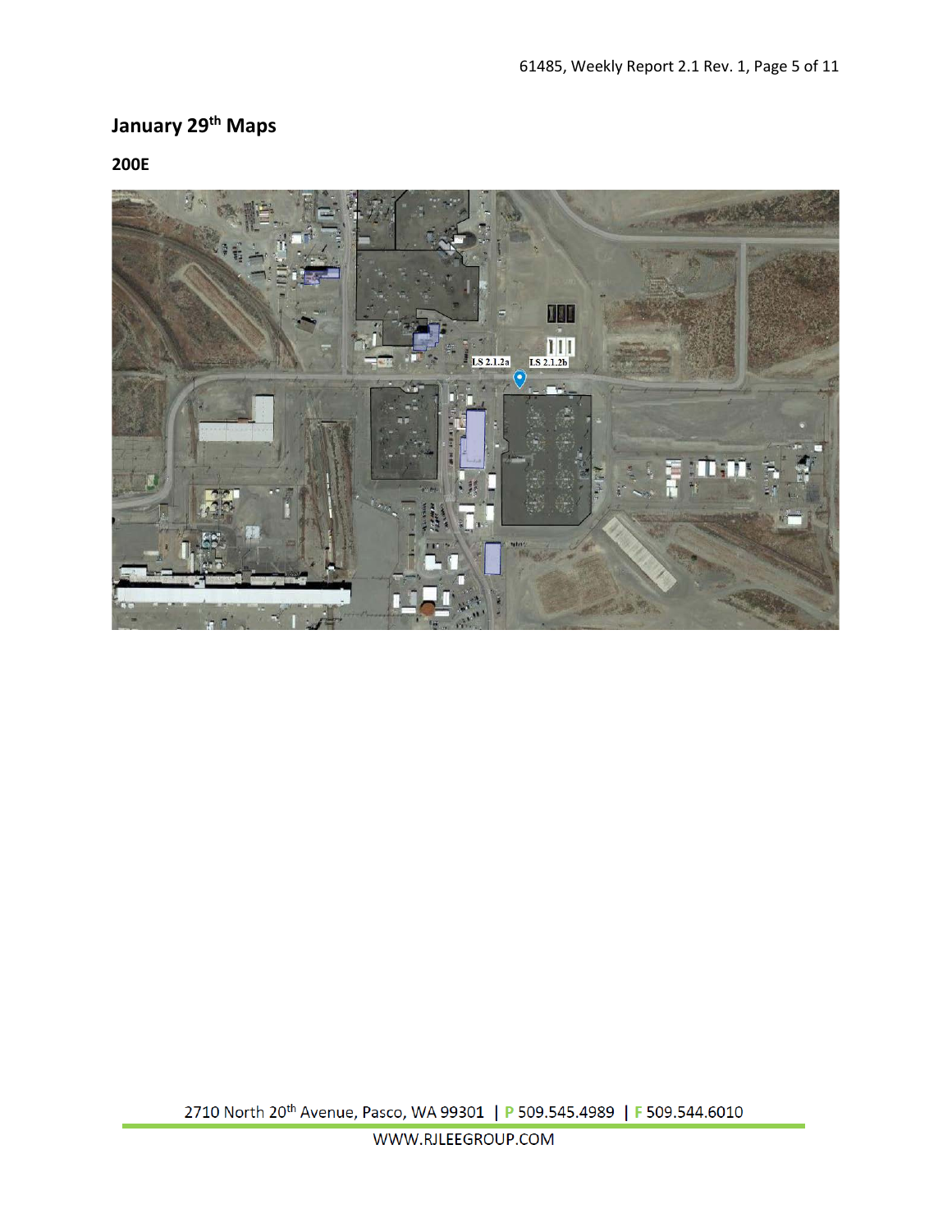## January 29th Maps

### 200E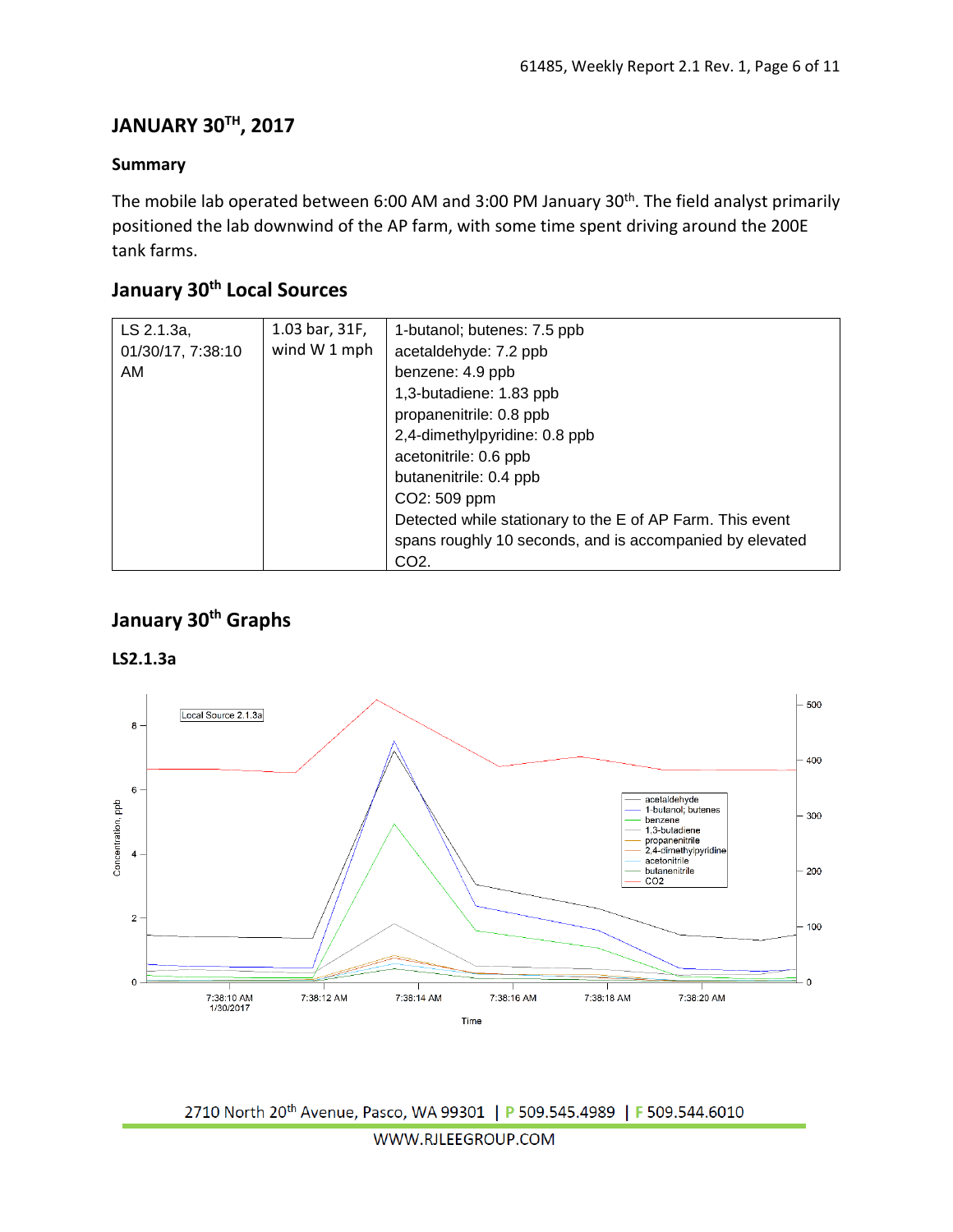## JANUARY 30TH, 2017

### Summary

The mobile lab operated between 6:00 AM and 3:00 PM January 30th. The field analyst primarily positioned the lab downwind of the AP farm, with some time spent driving around the 200E tank farms.

## January 30th Local Sources

| | | |
|---|---|---|
| LS 2.1.3a, 01/30/17, 7:38:10 AM | 1.03 bar, 31F, wind W 1 mph | 1-butanol; butenes: 7.5 ppb<br>acetaldehyde: 7.2 ppb<br>benzene: 4.9 ppb<br>1,3-butadiene: 1.83 ppb<br>propanenitrile: 0.8 ppb<br>2,4-dimethylpyridine: 0.8 ppb<br>acetonitrile: 0.6 ppb<br>butanenitrile: 0.4 ppb<br>CO2: 509 ppm<br>Detected while stationary to the E of AP Farm. This event spans roughly 10 seconds, and is accompanied by elevated CO2. |

## January 30th Graphs

### LS2.1.3a

Local Source 2.1.3a

Concentration, ppb (left axis: 0–8); right axis: 0–500

Time: 7:38:10 AM 1/30/2017, 7:38:12 AM, 7:38:14 AM, 7:38:16 AM, 7:38:18 AM, 7:38:20 AM

Legend: acetaldehyde, 1-butanol; butenes, benzene, 1,3-butadiene, propanenitrile, 2,4-dimethylpyridine, acetonitrile, butanenitrile, CO2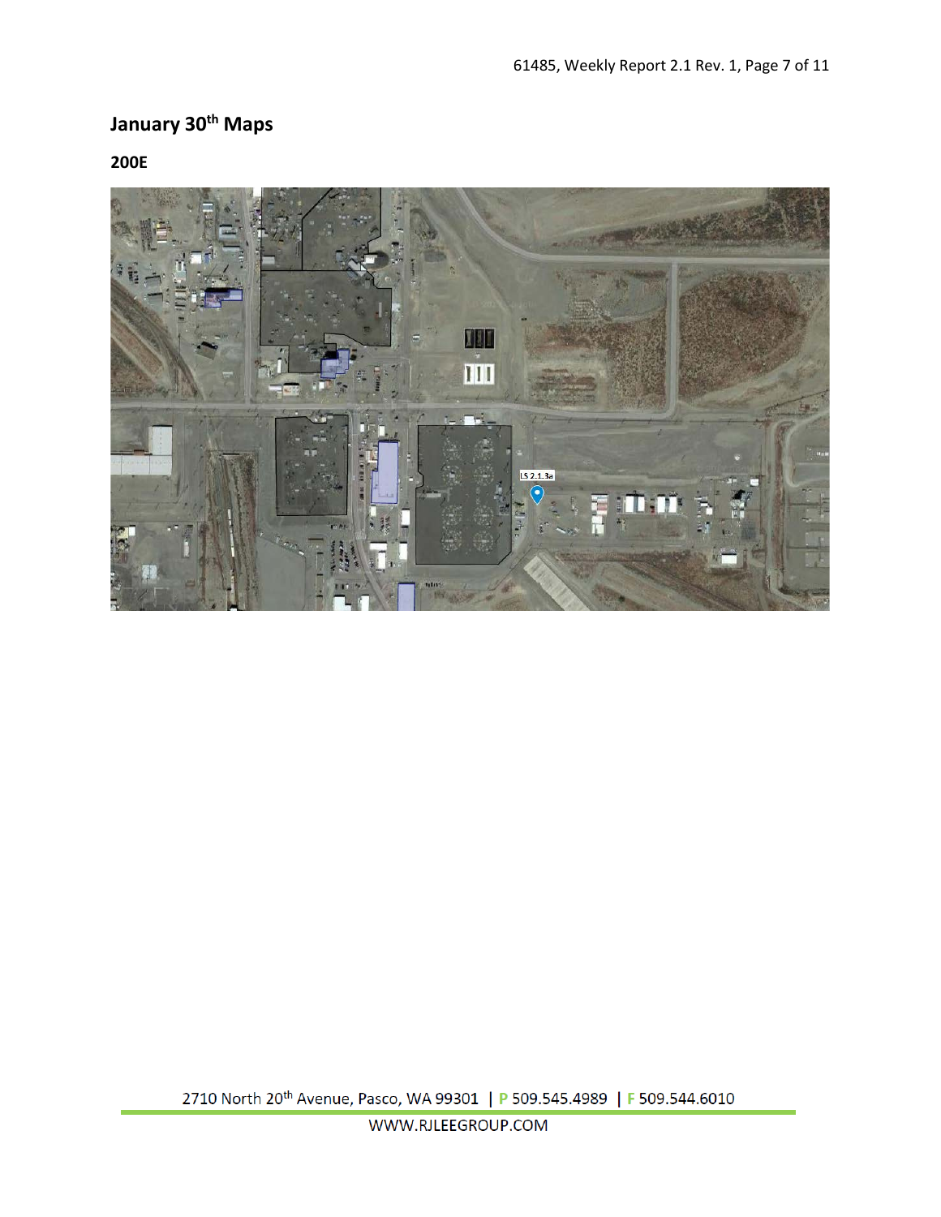## January 30th Maps

### 200E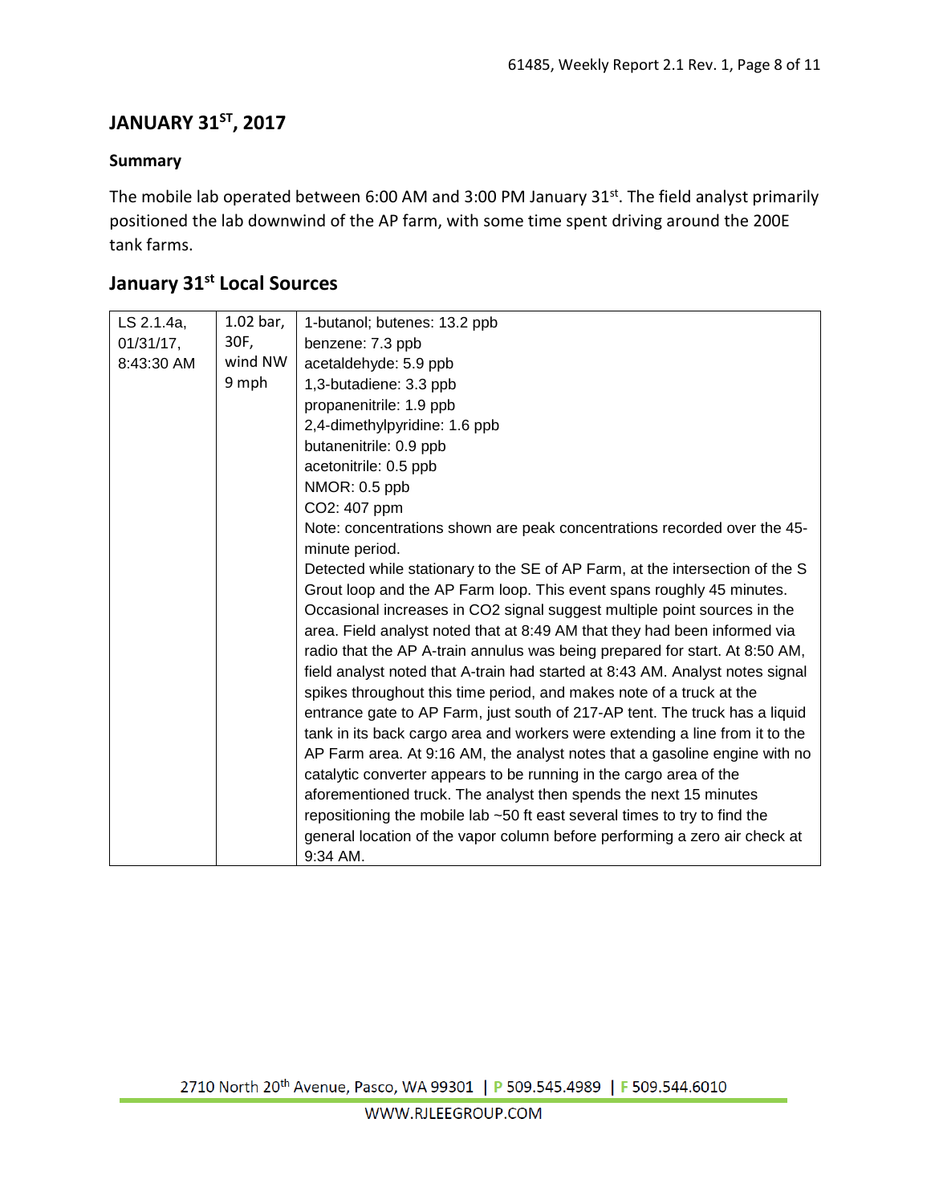## JANUARY 31[ST], 2017

### Summary

The mobile lab operated between 6:00 AM and 3:00 PM January 31[st]. The field analyst primarily positioned the lab downwind of the AP farm, with some time spent driving around the 200E tank farms.

## January 31[st] Local Sources

| | | |
|---|---|---|
| LS 2.1.4a, 01/31/17, 8:43:30 AM | 1.02 bar, 30F, wind NW 9 mph | 1-butanol; butenes: 13.2 ppb<br>benzene: 7.3 ppb<br>acetaldehyde: 5.9 ppb<br>1,3-butadiene: 3.3 ppb<br>propanenitrile: 1.9 ppb<br>2,4-dimethylpyridine: 1.6 ppb<br>butanenitrile: 0.9 ppb<br>acetonitrile: 0.5 ppb<br>NMOR: 0.5 ppb<br>$CO_2$: 407 ppm<br>Note: concentrations shown are peak concentrations recorded over the 45-minute period.<br>Detected while stationary to the SE of AP Farm, at the intersection of the S Grout loop and the AP Farm loop. This event spans roughly 45 minutes. Occasional increases in $CO_2$ signal suggest multiple point sources in the area. Field analyst noted that at 8:49 AM that they had been informed via radio that the AP A-train annulus was being prepared for start. At 8:50 AM, field analyst noted that A-train had started at 8:43 AM. Analyst notes signal spikes throughout this time period, and makes note of a truck at the entrance gate to AP Farm, just south of 217-AP tent. The truck has a liquid tank in its back cargo area and workers were extending a line from it to the AP Farm area. At 9:16 AM, the analyst notes that a gasoline engine with no catalytic converter appears to be running in the cargo area of the aforementioned truck. The analyst then spends the next 15 minutes repositioning the mobile lab ~50 ft east several times to try to find the general location of the vapor column before performing a zero air check at 9:34 AM. |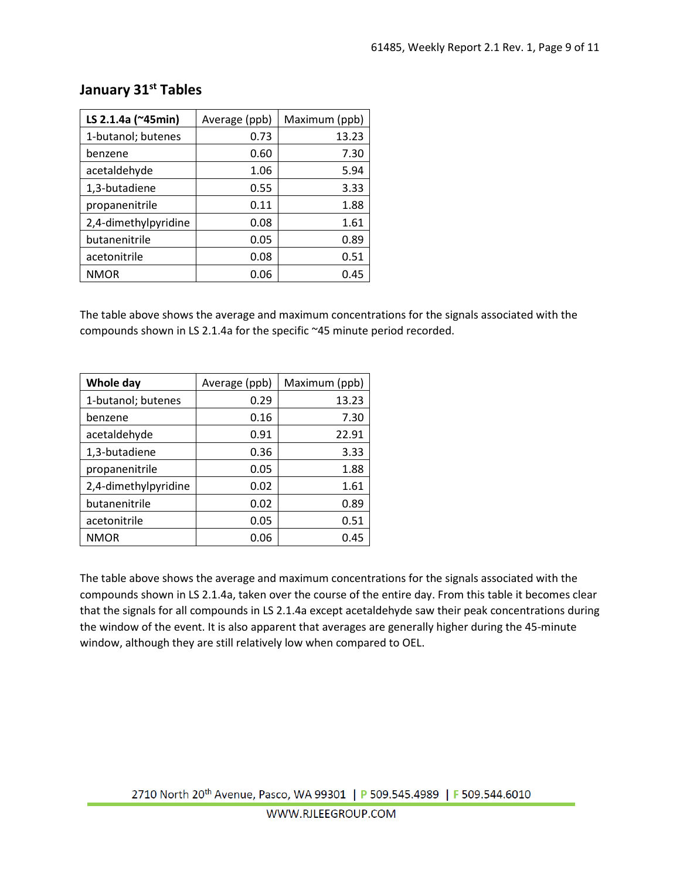## January 31st Tables

| LS 2.1.4a (~45min) | Average (ppb) | Maximum (ppb) |
|---|---|---|
| 1-butanol; butenes | 0.73 | 13.23 |
| benzene | 0.60 | 7.30 |
| acetaldehyde | 1.06 | 5.94 |
| 1,3-butadiene | 0.55 | 3.33 |
| propanenitrile | 0.11 | 1.88 |
| 2,4-dimethylpyridine | 0.08 | 1.61 |
| butanenitrile | 0.05 | 0.89 |
| acetonitrile | 0.08 | 0.51 |
| NMOR | 0.06 | 0.45 |

The table above shows the average and maximum concentrations for the signals associated with the compounds shown in LS 2.1.4a for the specific ~45 minute period recorded.

| Whole day | Average (ppb) | Maximum (ppb) |
|---|---|---|
| 1-butanol; butenes | 0.29 | 13.23 |
| benzene | 0.16 | 7.30 |
| acetaldehyde | 0.91 | 22.91 |
| 1,3-butadiene | 0.36 | 3.33 |
| propanenitrile | 0.05 | 1.88 |
| 2,4-dimethylpyridine | 0.02 | 1.61 |
| butanenitrile | 0.02 | 0.89 |
| acetonitrile | 0.05 | 0.51 |
| NMOR | 0.06 | 0.45 |

The table above shows the average and maximum concentrations for the signals associated with the compounds shown in LS 2.1.4a, taken over the course of the entire day. From this table it becomes clear that the signals for all compounds in LS 2.1.4a except acetaldehyde saw their peak concentrations during the window of the event. It is also apparent that averages are generally higher during the 45-minute window, although they are still relatively low when compared to OEL.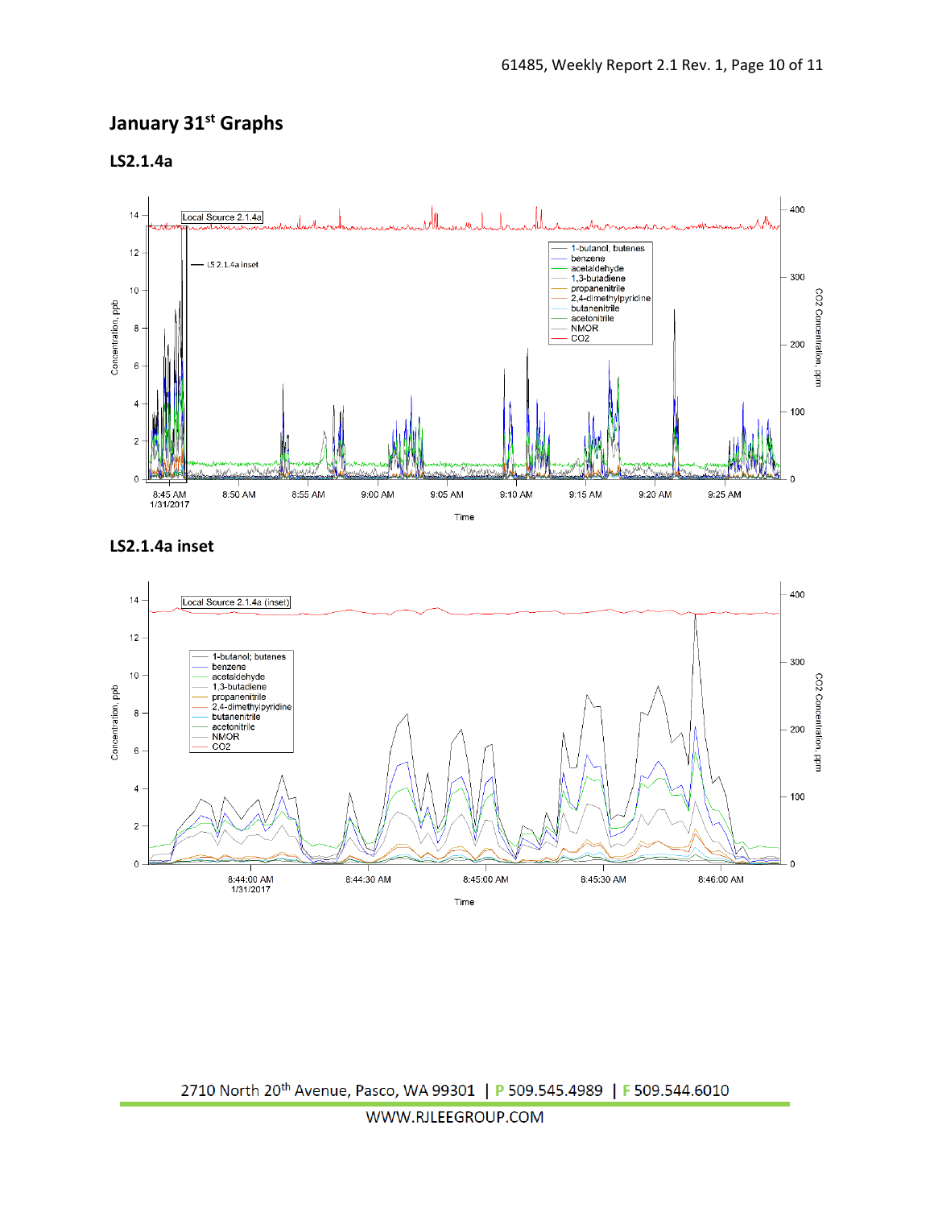# January 31st Graphs

## LS2.1.4a

## LS2.1.4a inset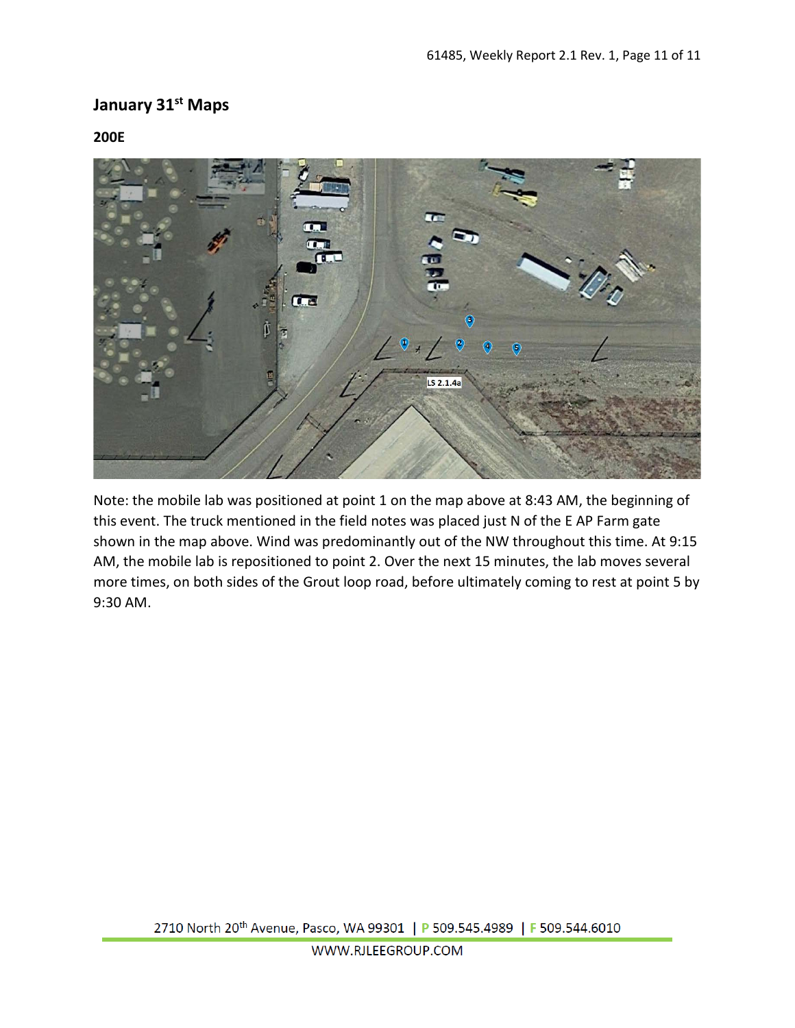## January 31st Maps

### 200E

LS 2.1.4a

Note: the mobile lab was positioned at point 1 on the map above at 8:43 AM, the beginning of this event. The truck mentioned in the field notes was placed just N of the E AP Farm gate shown in the map above. Wind was predominantly out of the NW throughout this time. At 9:15 AM, the mobile lab is repositioned to point 2. Over the next 15 minutes, the lab moves several more times, on both sides of the Grout loop road, before ultimately coming to rest at point 5 by 9:30 AM.